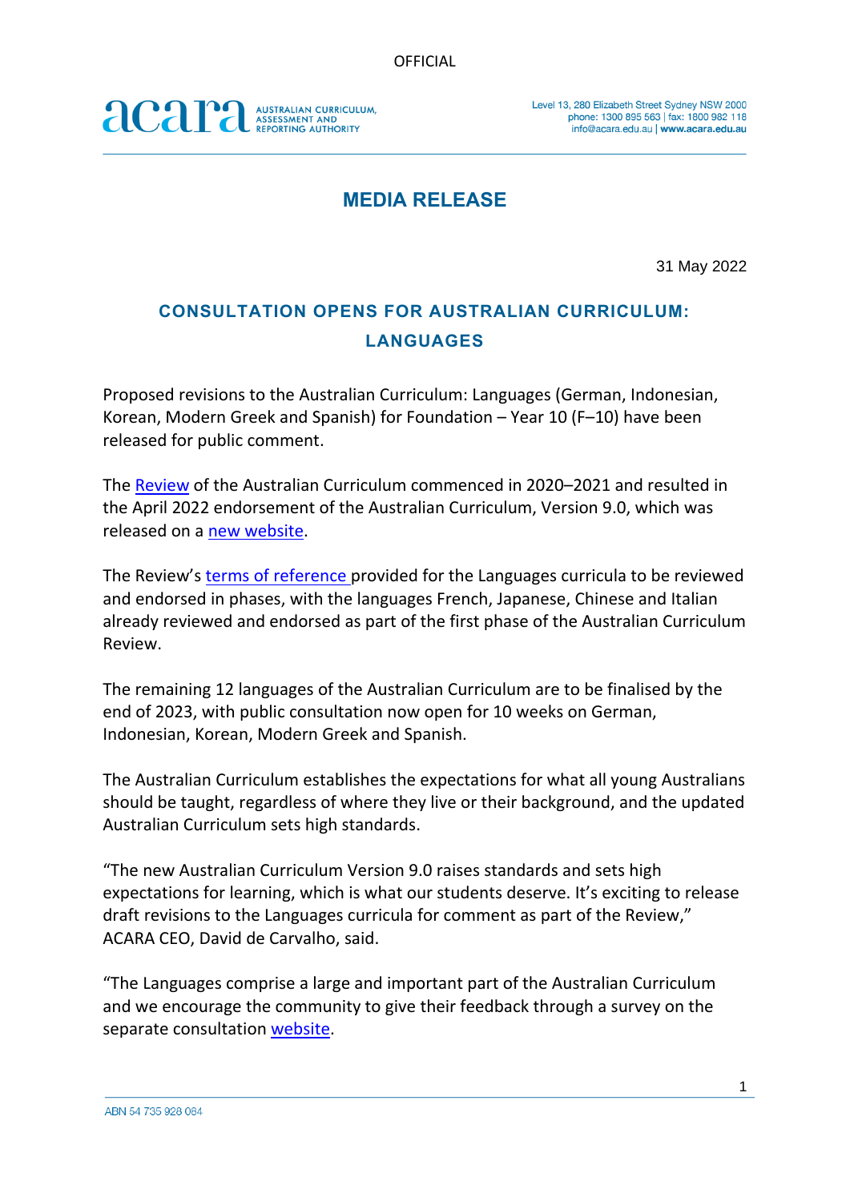OFFICIAL

acara AUSTRALIAN CURRICULUM, ASSESSMENT AND REPORTING AUTHORITY

Level 13, 280 Elizabeth Street Sydney NSW 2000
phone: 1300 895 563 | fax: 1800 982 118
info@acara.edu.au | www.acara.edu.au

# MEDIA RELEASE

31 May 2022

## CONSULTATION OPENS FOR AUSTRALIAN CURRICULUM: LANGUAGES

Proposed revisions to the Australian Curriculum: Languages (German, Indonesian, Korean, Modern Greek and Spanish) for Foundation – Year 10 (F–10) have been released for public comment.

The Review of the Australian Curriculum commenced in 2020–2021 and resulted in the April 2022 endorsement of the Australian Curriculum, Version 9.0, which was released on a new website.

The Review's terms of reference provided for the Languages curricula to be reviewed and endorsed in phases, with the languages French, Japanese, Chinese and Italian already reviewed and endorsed as part of the first phase of the Australian Curriculum Review.

The remaining 12 languages of the Australian Curriculum are to be finalised by the end of 2023, with public consultation now open for 10 weeks on German, Indonesian, Korean, Modern Greek and Spanish.

The Australian Curriculum establishes the expectations for what all young Australians should be taught, regardless of where they live or their background, and the updated Australian Curriculum sets high standards.

"The new Australian Curriculum Version 9.0 raises standards and sets high expectations for learning, which is what our students deserve. It's exciting to release draft revisions to the Languages curricula for comment as part of the Review," ACARA CEO, David de Carvalho, said.

"The Languages comprise a large and important part of the Australian Curriculum and we encourage the community to give their feedback through a survey on the separate consultation website.

ABN 54 735 928 084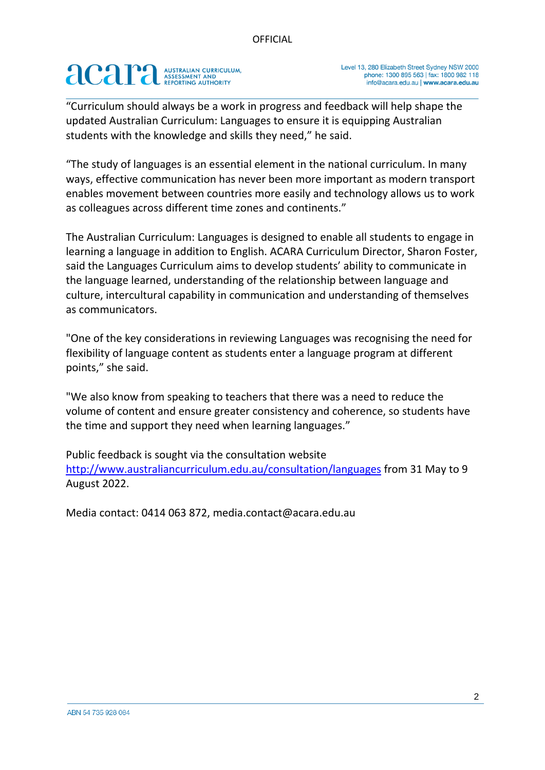"Curriculum should always be a work in progress and feedback will help shape the updated Australian Curriculum: Languages to ensure it is equipping Australian students with the knowledge and skills they need," he said.

"The study of languages is an essential element in the national curriculum. In many ways, effective communication has never been more important as modern transport enables movement between countries more easily and technology allows us to work as colleagues across different time zones and continents."

The Australian Curriculum: Languages is designed to enable all students to engage in learning a language in addition to English. ACARA Curriculum Director, Sharon Foster, said the Languages Curriculum aims to develop students' ability to communicate in the language learned, understanding of the relationship between language and culture, intercultural capability in communication and understanding of themselves as communicators.

"One of the key considerations in reviewing Languages was recognising the need for flexibility of language content as students enter a language program at different points," she said.

"We also know from speaking to teachers that there was a need to reduce the volume of content and ensure greater consistency and coherence, so students have the time and support they need when learning languages."

Public feedback is sought via the consultation website [http://www.australiancurriculum.edu.au/consultation/languages](http://www.australiancurriculum.edu.au/consultation/languages) from 31 May to 9 August 2022.

Media contact: 0414 063 872, media.contact@acara.edu.au